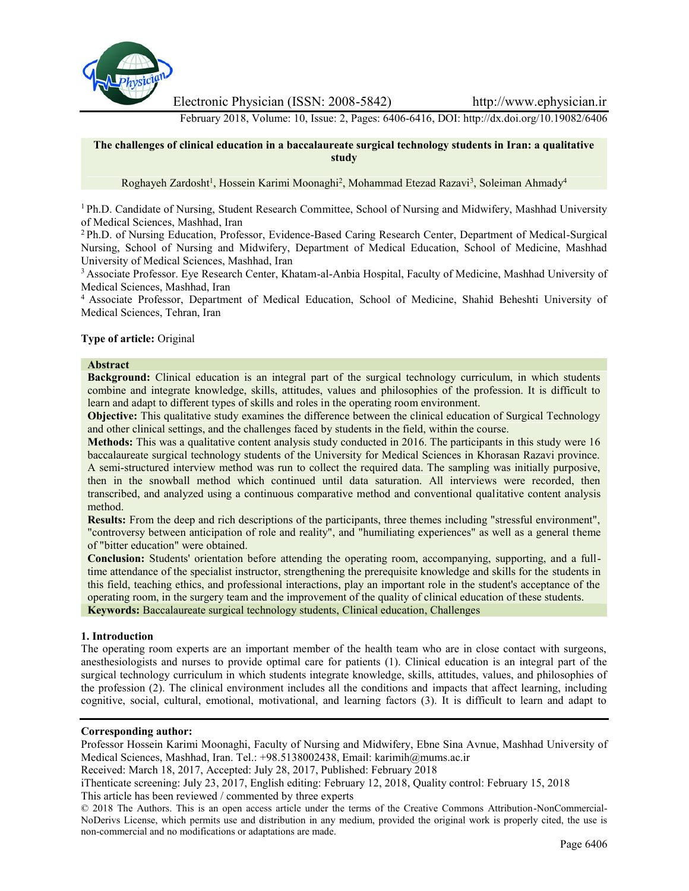# The challenges of clinical education in a baccalaureate surgical technology students in Iran: a qualitative study

Roghayeh Zardosht[1], Hossein Karimi Moonaghi[2], Mohammad Etezad Razavi[3], Soleiman Ahmady[4]

[1] Ph.D. Candidate of Nursing, Student Research Committee, School of Nursing and Midwifery, Mashhad University of Medical Sciences, Mashhad, Iran

[2] Ph.D. of Nursing Education, Professor, Evidence-Based Caring Research Center, Department of Medical-Surgical Nursing, School of Nursing and Midwifery, Department of Medical Education, School of Medicine, Mashhad University of Medical Sciences, Mashhad, Iran

[3] Associate Professor. Eye Research Center, Khatam-al-Anbia Hospital, Faculty of Medicine, Mashhad University of Medical Sciences, Mashhad, Iran

[4] Associate Professor, Department of Medical Education, School of Medicine, Shahid Beheshti University of Medical Sciences, Tehran, Iran

**Type of article:** Original

**Abstract**

**Background:** Clinical education is an integral part of the surgical technology curriculum, in which students combine and integrate knowledge, skills, attitudes, values and philosophies of the profession. It is difficult to learn and adapt to different types of skills and roles in the operating room environment.

**Objective:** This qualitative study examines the difference between the clinical education of Surgical Technology and other clinical settings, and the challenges faced by students in the field, within the course.

**Methods:** This was a qualitative content analysis study conducted in 2016. The participants in this study were 16 baccalaureate surgical technology students of the University for Medical Sciences in Khorasan Razavi province. A semi-structured interview method was run to collect the required data. The sampling was initially purposive, then in the snowball method which continued until data saturation. All interviews were recorded, then transcribed, and analyzed using a continuous comparative method and conventional qualitative content analysis method.

**Results:** From the deep and rich descriptions of the participants, three themes including "stressful environment", "controversy between anticipation of role and reality", and "humiliating experiences" as well as a general theme of "bitter education" were obtained.

**Conclusion:** Students' orientation before attending the operating room, accompanying, supporting, and a full-time attendance of the specialist instructor, strengthening the prerequisite knowledge and skills for the students in this field, teaching ethics, and professional interactions, play an important role in the student's acceptance of the operating room, in the surgery team and the improvement of the quality of clinical education of these students.

**Keywords:** Baccalaureate surgical technology students, Clinical education, Challenges

## 1. Introduction

The operating room experts are an important member of the health team who are in close contact with surgeons, anesthesiologists and nurses to provide optimal care for patients (1). Clinical education is an integral part of the surgical technology curriculum in which students integrate knowledge, skills, attitudes, values, and philosophies of the profession (2). The clinical environment includes all the conditions and impacts that affect learning, including cognitive, social, cultural, emotional, motivational, and learning factors (3). It is difficult to learn and adapt to

**Corresponding author:**

Professor Hossein Karimi Moonaghi, Faculty of Nursing and Midwifery, Ebne Sina Avnue, Mashhad University of Medical Sciences, Mashhad, Iran. Tel.: +98.5138002438, Email: karimih@mums.ac.ir

Received: March 18, 2017, Accepted: July 28, 2017, Published: February 2018

iThenticate screening: July 23, 2017, English editing: February 12, 2018, Quality control: February 15, 2018

This article has been reviewed / commented by three experts

© 2018 The Authors. This is an open access article under the terms of the Creative Commons Attribution-NonCommercial-NoDerivs License, which permits use and distribution in any medium, provided the original work is properly cited, the use is non-commercial and no modifications or adaptations are made.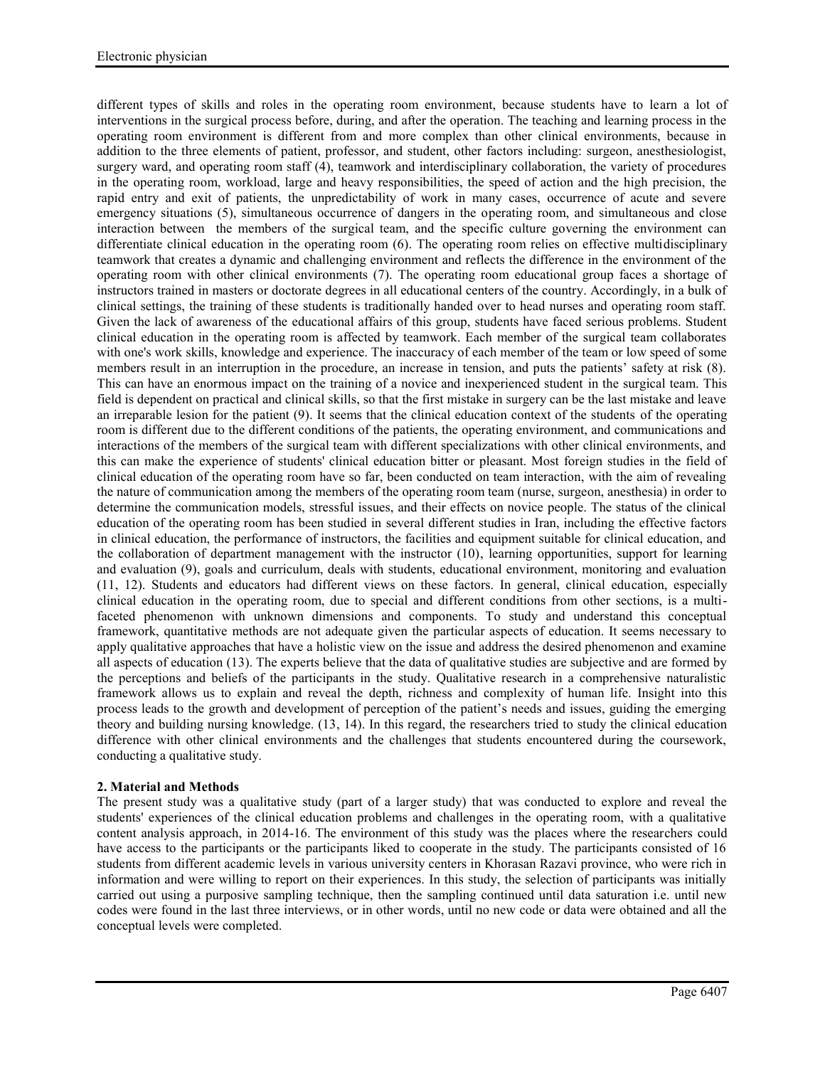different types of skills and roles in the operating room environment, because students have to learn a lot of interventions in the surgical process before, during, and after the operation. The teaching and learning process in the operating room environment is different from and more complex than other clinical environments, because in addition to the three elements of patient, professor, and student, other factors including: surgeon, anesthesiologist, surgery ward, and operating room staff (4), teamwork and interdisciplinary collaboration, the variety of procedures in the operating room, workload, large and heavy responsibilities, the speed of action and the high precision, the rapid entry and exit of patients, the unpredictability of work in many cases, occurrence of acute and severe emergency situations (5), simultaneous occurrence of dangers in the operating room, and simultaneous and close interaction between the members of the surgical team, and the specific culture governing the environment can differentiate clinical education in the operating room (6). The operating room relies on effective multidisciplinary teamwork that creates a dynamic and challenging environment and reflects the difference in the environment of the operating room with other clinical environments (7). The operating room educational group faces a shortage of instructors trained in masters or doctorate degrees in all educational centers of the country. Accordingly, in a bulk of clinical settings, the training of these students is traditionally handed over to head nurses and operating room staff. Given the lack of awareness of the educational affairs of this group, students have faced serious problems. Student clinical education in the operating room is affected by teamwork. Each member of the surgical team collaborates with one's work skills, knowledge and experience. The inaccuracy of each member of the team or low speed of some members result in an interruption in the procedure, an increase in tension, and puts the patients' safety at risk (8). This can have an enormous impact on the training of a novice and inexperienced student in the surgical team. This field is dependent on practical and clinical skills, so that the first mistake in surgery can be the last mistake and leave an irreparable lesion for the patient (9). It seems that the clinical education context of the students of the operating room is different due to the different conditions of the patients, the operating environment, and communications and interactions of the members of the surgical team with different specializations with other clinical environments, and this can make the experience of students' clinical education bitter or pleasant. Most foreign studies in the field of clinical education of the operating room have so far, been conducted on team interaction, with the aim of revealing the nature of communication among the members of the operating room team (nurse, surgeon, anesthesia) in order to determine the communication models, stressful issues, and their effects on novice people. The status of the clinical education of the operating room has been studied in several different studies in Iran, including the effective factors in clinical education, the performance of instructors, the facilities and equipment suitable for clinical education, and the collaboration of department management with the instructor (10), learning opportunities, support for learning and evaluation (9), goals and curriculum, deals with students, educational environment, monitoring and evaluation (11, 12). Students and educators had different views on these factors. In general, clinical education, especially clinical education in the operating room, due to special and different conditions from other sections, is a multi-faceted phenomenon with unknown dimensions and components. To study and understand this conceptual framework, quantitative methods are not adequate given the particular aspects of education. It seems necessary to apply qualitative approaches that have a holistic view on the issue and address the desired phenomenon and examine all aspects of education (13). The experts believe that the data of qualitative studies are subjective and are formed by the perceptions and beliefs of the participants in the study. Qualitative research in a comprehensive naturalistic framework allows us to explain and reveal the depth, richness and complexity of human life. Insight into this process leads to the growth and development of perception of the patient's needs and issues, guiding the emerging theory and building nursing knowledge. (13, 14). In this regard, the researchers tried to study the clinical education difference with other clinical environments and the challenges that students encountered during the coursework, conducting a qualitative study.

## 2. Material and Methods

The present study was a qualitative study (part of a larger study) that was conducted to explore and reveal the students' experiences of the clinical education problems and challenges in the operating room, with a qualitative content analysis approach, in 2014-16. The environment of this study was the places where the researchers could have access to the participants or the participants liked to cooperate in the study. The participants consisted of 16 students from different academic levels in various university centers in Khorasan Razavi province, who were rich in information and were willing to report on their experiences. In this study, the selection of participants was initially carried out using a purposive sampling technique, then the sampling continued until data saturation i.e. until new codes were found in the last three interviews, or in other words, until no new code or data were obtained and all the conceptual levels were completed.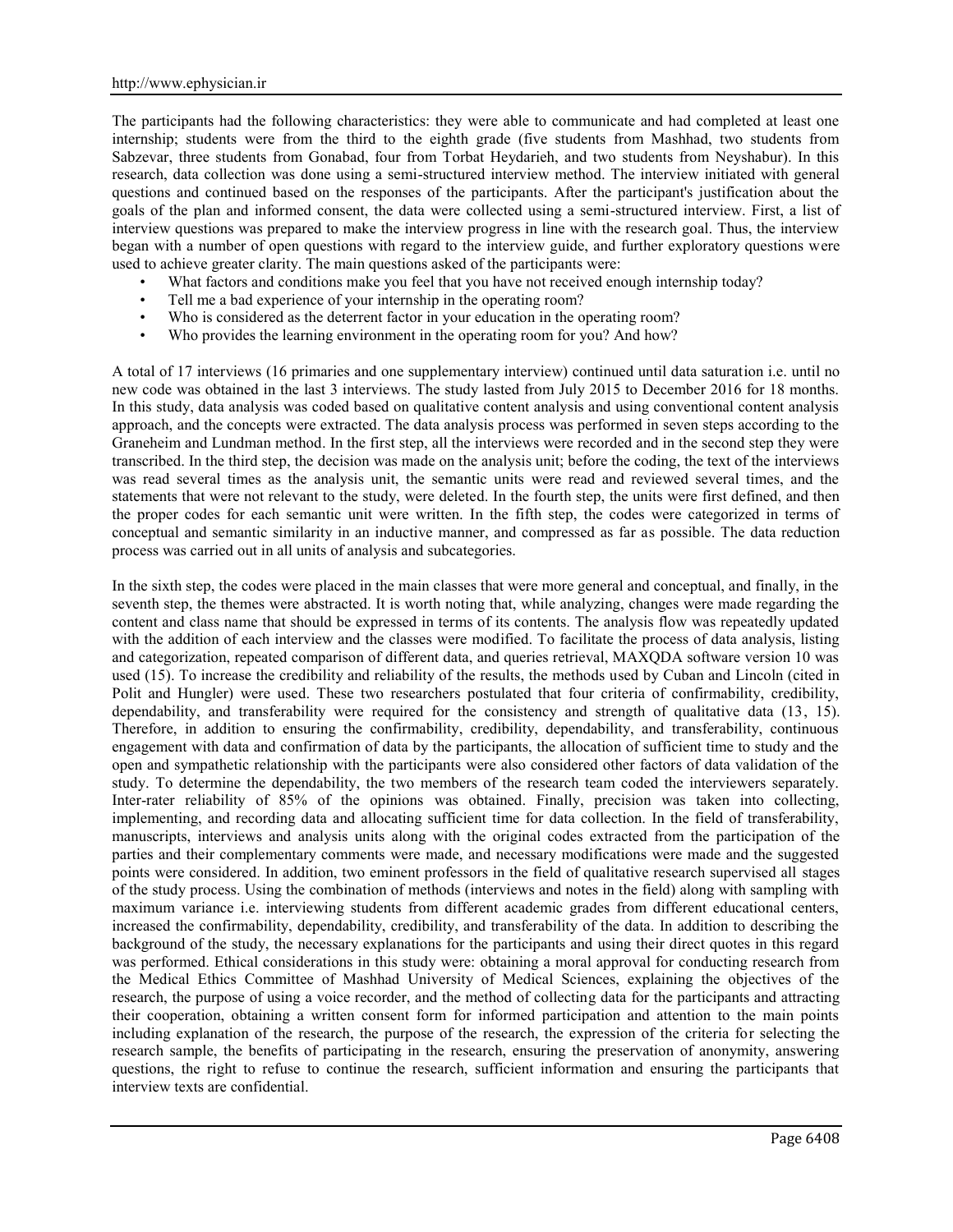The participants had the following characteristics: they were able to communicate and had completed at least one internship; students were from the third to the eighth grade (five students from Mashhad, two students from Sabzevar, three students from Gonabad, four from Torbat Heydarieh, and two students from Neyshabur). In this research, data collection was done using a semi-structured interview method. The interview initiated with general questions and continued based on the responses of the participants. After the participant's justification about the goals of the plan and informed consent, the data were collected using a semi-structured interview. First, a list of interview questions was prepared to make the interview progress in line with the research goal. Thus, the interview began with a number of open questions with regard to the interview guide, and further exploratory questions were used to achieve greater clarity. The main questions asked of the participants were:

- What factors and conditions make you feel that you have not received enough internship today?
- Tell me a bad experience of your internship in the operating room?
- Who is considered as the deterrent factor in your education in the operating room?
- Who provides the learning environment in the operating room for you? And how?

A total of 17 interviews (16 primaries and one supplementary interview) continued until data saturation i.e. until no new code was obtained in the last 3 interviews. The study lasted from July 2015 to December 2016 for 18 months. In this study, data analysis was coded based on qualitative content analysis and using conventional content analysis approach, and the concepts were extracted. The data analysis process was performed in seven steps according to the Graneheim and Lundman method. In the first step, all the interviews were recorded and in the second step they were transcribed. In the third step, the decision was made on the analysis unit; before the coding, the text of the interviews was read several times as the analysis unit, the semantic units were read and reviewed several times, and the statements that were not relevant to the study, were deleted. In the fourth step, the units were first defined, and then the proper codes for each semantic unit were written. In the fifth step, the codes were categorized in terms of conceptual and semantic similarity in an inductive manner, and compressed as far as possible. The data reduction process was carried out in all units of analysis and subcategories.

In the sixth step, the codes were placed in the main classes that were more general and conceptual, and finally, in the seventh step, the themes were abstracted. It is worth noting that, while analyzing, changes were made regarding the content and class name that should be expressed in terms of its contents. The analysis flow was repeatedly updated with the addition of each interview and the classes were modified. To facilitate the process of data analysis, listing and categorization, repeated comparison of different data, and queries retrieval, MAXQDA software version 10 was used (15). To increase the credibility and reliability of the results, the methods used by Cuban and Lincoln (cited in Polit and Hungler) were used. These two researchers postulated that four criteria of confirmability, credibility, dependability, and transferability were required for the consistency and strength of qualitative data (13, 15). Therefore, in addition to ensuring the confirmability, credibility, dependability, and transferability, continuous engagement with data and confirmation of data by the participants, the allocation of sufficient time to study and the open and sympathetic relationship with the participants were also considered other factors of data validation of the study. To determine the dependability, the two members of the research team coded the interviewers separately. Inter-rater reliability of 85% of the opinions was obtained. Finally, precision was taken into collecting, implementing, and recording data and allocating sufficient time for data collection. In the field of transferability, manuscripts, interviews and analysis units along with the original codes extracted from the participation of the parties and their complementary comments were made, and necessary modifications were made and the suggested points were considered. In addition, two eminent professors in the field of qualitative research supervised all stages of the study process. Using the combination of methods (interviews and notes in the field) along with sampling with maximum variance i.e. interviewing students from different academic grades from different educational centers, increased the confirmability, dependability, credibility, and transferability of the data. In addition to describing the background of the study, the necessary explanations for the participants and using their direct quotes in this regard was performed. Ethical considerations in this study were: obtaining a moral approval for conducting research from the Medical Ethics Committee of Mashhad University of Medical Sciences, explaining the objectives of the research, the purpose of using a voice recorder, and the method of collecting data for the participants and attracting their cooperation, obtaining a written consent form for informed participation and attention to the main points including explanation of the research, the purpose of the research, the expression of the criteria for selecting the research sample, the benefits of participating in the research, ensuring the preservation of anonymity, answering questions, the right to refuse to continue the research, sufficient information and ensuring the participants that interview texts are confidential.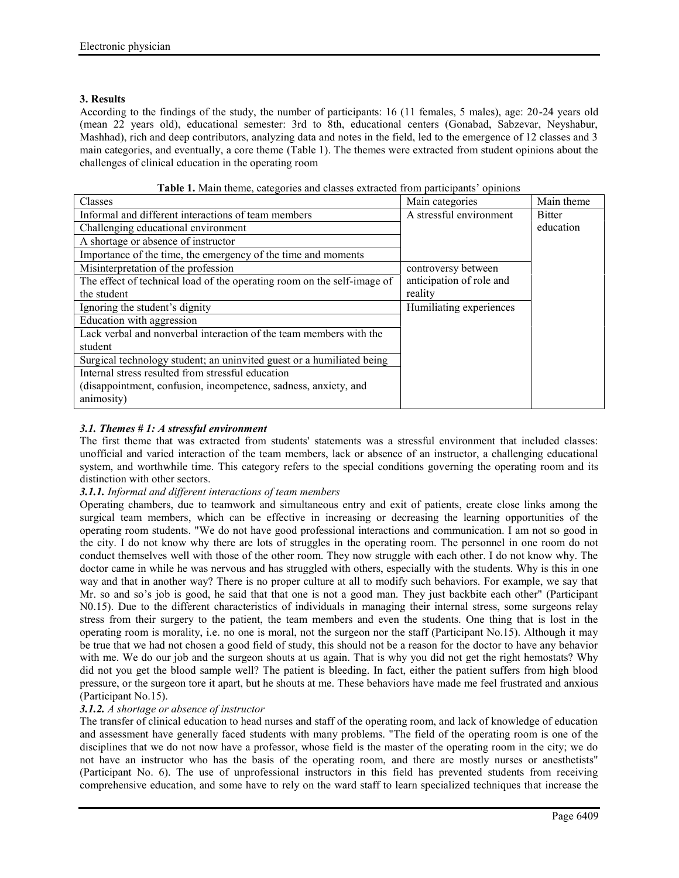## 3. Results

According to the findings of the study, the number of participants: 16 (11 females, 5 males), age: 20-24 years old (mean 22 years old), educational semester: 3rd to 8th, educational centers (Gonabad, Sabzevar, Neyshabur, Mashhad), rich and deep contributors, analyzing data and notes in the field, led to the emergence of 12 classes and 3 main categories, and eventually, a core theme (Table 1). The themes were extracted from student opinions about the challenges of clinical education in the operating room

**Table 1.** Main theme, categories and classes extracted from participants' opinions

| Classes | Main categories | Main theme |
|---|---|---|
| Informal and different interactions of team members | A stressful environment | Bitter education |
| Challenging educational environment | | |
| A shortage or absence of instructor | | |
| Importance of the time, the emergency of the time and moments | | |
| Misinterpretation of the profession | controversy between anticipation of role and reality | |
| The effect of technical load of the operating room on the self-image of the student | | |
| Ignoring the student's dignity | Humiliating experiences | |
| Education with aggression | | |
| Lack verbal and nonverbal interaction of the team members with the student | | |
| Surgical technology student; an uninvited guest or a humiliated being | | |
| Internal stress resulted from stressful education (disappointment, confusion, incompetence, sadness, anxiety, and animosity) | | |

### *3.1. Themes # 1: A stressful environment*

The first theme that was extracted from students' statements was a stressful environment that included classes: unofficial and varied interaction of the team members, lack or absence of an instructor, a challenging educational system, and worthwhile time. This category refers to the special conditions governing the operating room and its distinction with other sectors.

#### *3.1.1. Informal and different interactions of team members*

Operating chambers, due to teamwork and simultaneous entry and exit of patients, create close links among the surgical team members, which can be effective in increasing or decreasing the learning opportunities of the operating room students. "We do not have good professional interactions and communication. I am not so good in the city. I do not know why there are lots of struggles in the operating room. The personnel in one room do not conduct themselves well with those of the other room. They now struggle with each other. I do not know why. The doctor came in while he was nervous and has struggled with others, especially with the students. Why is this in one way and that in another way? There is no proper culture at all to modify such behaviors. For example, we say that Mr. so and so's job is good, he said that that one is not a good man. They just backbite each other" (Participant N0.15). Due to the different characteristics of individuals in managing their internal stress, some surgeons relay stress from their surgery to the patient, the team members and even the students. One thing that is lost in the operating room is morality, i.e. no one is moral, not the surgeon nor the staff (Participant No.15). Although it may be true that we had not chosen a good field of study, this should not be a reason for the doctor to have any behavior with me. We do our job and the surgeon shouts at us again. That is why you did not get the right hemostats? Why did not you get the blood sample well? The patient is bleeding. In fact, either the patient suffers from high blood pressure, or the surgeon tore it apart, but he shouts at me. These behaviors have made me feel frustrated and anxious (Participant No.15).

#### *3.1.2. A shortage or absence of instructor*

The transfer of clinical education to head nurses and staff of the operating room, and lack of knowledge of education and assessment have generally faced students with many problems. "The field of the operating room is one of the disciplines that we do not now have a professor, whose field is the master of the operating room in the city; we do not have an instructor who has the basis of the operating room, and there are mostly nurses or anesthetists" (Participant No. 6). The use of unprofessional instructors in this field has prevented students from receiving comprehensive education, and some have to rely on the ward staff to learn specialized techniques that increase the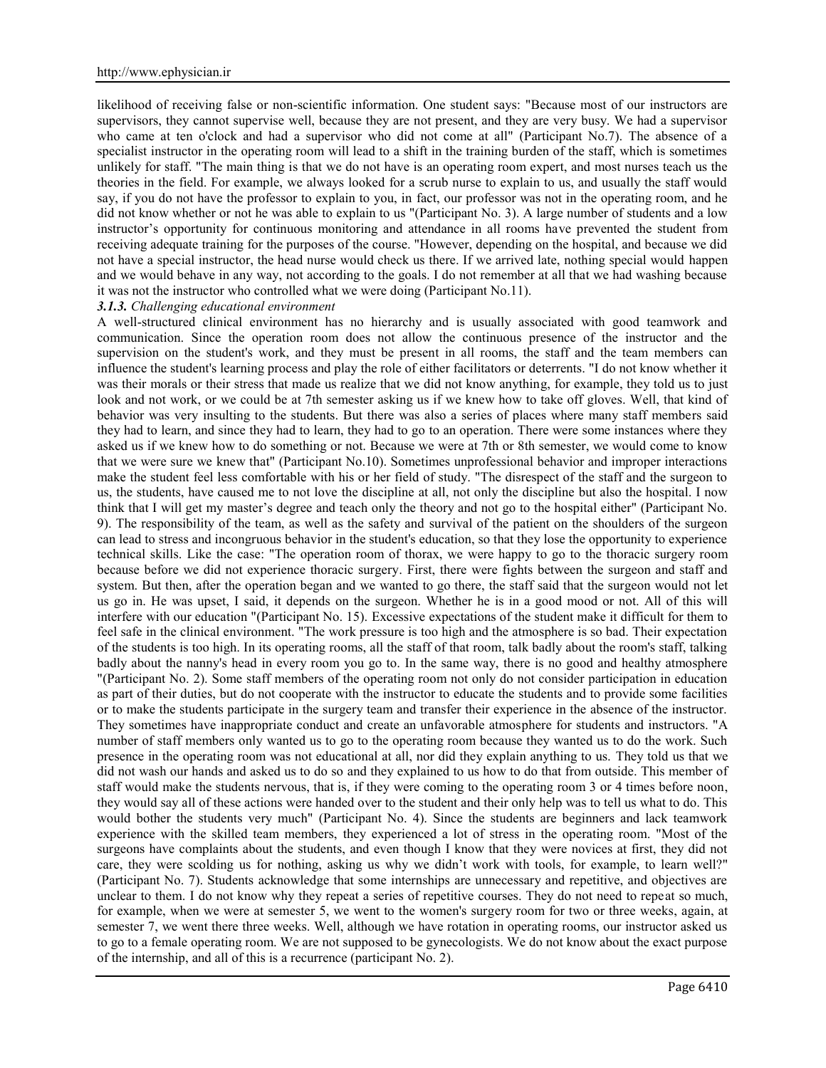likelihood of receiving false or non-scientific information. One student says: "Because most of our instructors are supervisors, they cannot supervise well, because they are not present, and they are very busy. We had a supervisor who came at ten o'clock and had a supervisor who did not come at all" (Participant No.7). The absence of a specialist instructor in the operating room will lead to a shift in the training burden of the staff, which is sometimes unlikely for staff. "The main thing is that we do not have is an operating room expert, and most nurses teach us the theories in the field. For example, we always looked for a scrub nurse to explain to us, and usually the staff would say, if you do not have the professor to explain to you, in fact, our professor was not in the operating room, and he did not know whether or not he was able to explain to us "(Participant No. 3). A large number of students and a low instructor's opportunity for continuous monitoring and attendance in all rooms have prevented the student from receiving adequate training for the purposes of the course. "However, depending on the hospital, and because we did not have a special instructor, the head nurse would check us there. If we arrived late, nothing special would happen and we would behave in any way, not according to the goals. I do not remember at all that we had washing because it was not the instructor who controlled what we were doing (Participant No.11).

### *3.1.3. Challenging educational environment*

A well-structured clinical environment has no hierarchy and is usually associated with good teamwork and communication. Since the operation room does not allow the continuous presence of the instructor and the supervision on the student's work, and they must be present in all rooms, the staff and the team members can influence the student's learning process and play the role of either facilitators or deterrents. "I do not know whether it was their morals or their stress that made us realize that we did not know anything, for example, they told us to just look and not work, or we could be at 7th semester asking us if we knew how to take off gloves. Well, that kind of behavior was very insulting to the students. But there was also a series of places where many staff members said they had to learn, and since they had to learn, they had to go to an operation. There were some instances where they asked us if we knew how to do something or not. Because we were at 7th or 8th semester, we would come to know that we were sure we knew that" (Participant No.10). Sometimes unprofessional behavior and improper interactions make the student feel less comfortable with his or her field of study. "The disrespect of the staff and the surgeon to us, the students, have caused me to not love the discipline at all, not only the discipline but also the hospital. I now think that I will get my master's degree and teach only the theory and not go to the hospital either" (Participant No. 9). The responsibility of the team, as well as the safety and survival of the patient on the shoulders of the surgeon can lead to stress and incongruous behavior in the student's education, so that they lose the opportunity to experience technical skills. Like the case: "The operation room of thorax, we were happy to go to the thoracic surgery room because before we did not experience thoracic surgery. First, there were fights between the surgeon and staff and system. But then, after the operation began and we wanted to go there, the staff said that the surgeon would not let us go in. He was upset, I said, it depends on the surgeon. Whether he is in a good mood or not. All of this will interfere with our education "(Participant No. 15). Excessive expectations of the student make it difficult for them to feel safe in the clinical environment. "The work pressure is too high and the atmosphere is so bad. Their expectation of the students is too high. In its operating rooms, all the staff of that room, talk badly about the room's staff, talking badly about the nanny's head in every room you go to. In the same way, there is no good and healthy atmosphere "(Participant No. 2). Some staff members of the operating room not only do not consider participation in education as part of their duties, but do not cooperate with the instructor to educate the students and to provide some facilities or to make the students participate in the surgery team and transfer their experience in the absence of the instructor. They sometimes have inappropriate conduct and create an unfavorable atmosphere for students and instructors. "A number of staff members only wanted us to go to the operating room because they wanted us to do the work. Such presence in the operating room was not educational at all, nor did they explain anything to us. They told us that we did not wash our hands and asked us to do so and they explained to us how to do that from outside. This member of staff would make the students nervous, that is, if they were coming to the operating room 3 or 4 times before noon, they would say all of these actions were handed over to the student and their only help was to tell us what to do. This would bother the students very much" (Participant No. 4). Since the students are beginners and lack teamwork experience with the skilled team members, they experienced a lot of stress in the operating room. "Most of the surgeons have complaints about the students, and even though I know that they were novices at first, they did not care, they were scolding us for nothing, asking us why we didn't work with tools, for example, to learn well?" (Participant No. 7). Students acknowledge that some internships are unnecessary and repetitive, and objectives are unclear to them. I do not know why they repeat a series of repetitive courses. They do not need to repeat so much, for example, when we were at semester 5, we went to the women's surgery room for two or three weeks, again, at semester 7, we went there three weeks. Well, although we have rotation in operating rooms, our instructor asked us to go to a female operating room. We are not supposed to be gynecologists. We do not know about the exact purpose of the internship, and all of this is a recurrence (participant No. 2).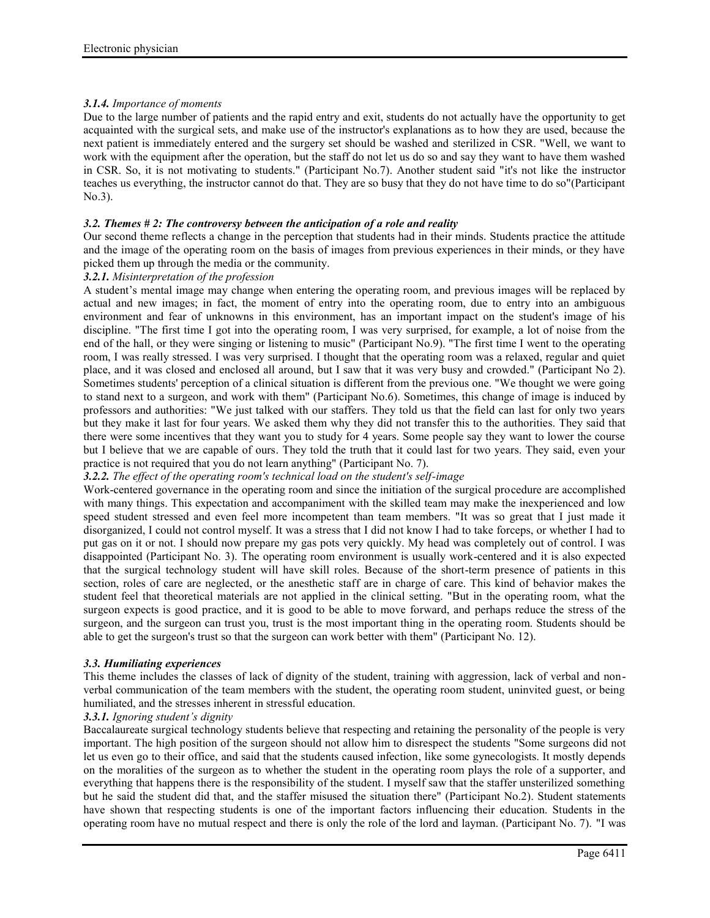#### *3.1.4. Importance of moments*

Due to the large number of patients and the rapid entry and exit, students do not actually have the opportunity to get acquainted with the surgical sets, and make use of the instructor's explanations as to how they are used, because the next patient is immediately entered and the surgery set should be washed and sterilized in CSR. "Well, we want to work with the equipment after the operation, but the staff do not let us do so and say they want to have them washed in CSR. So, it is not motivating to students." (Participant No.7). Another student said "it's not like the instructor teaches us everything, the instructor cannot do that. They are so busy that they do not have time to do so"(Participant No.3).

### *3.2. Themes # 2: The controversy between the anticipation of a role and reality*

Our second theme reflects a change in the perception that students had in their minds. Students practice the attitude and the image of the operating room on the basis of images from previous experiences in their minds, or they have picked them up through the media or the community.

#### *3.2.1. Misinterpretation of the profession*

A student's mental image may change when entering the operating room, and previous images will be replaced by actual and new images; in fact, the moment of entry into the operating room, due to entry into an ambiguous environment and fear of unknowns in this environment, has an important impact on the student's image of his discipline. "The first time I got into the operating room, I was very surprised, for example, a lot of noise from the end of the hall, or they were singing or listening to music" (Participant No.9). "The first time I went to the operating room, I was really stressed. I was very surprised. I thought that the operating room was a relaxed, regular and quiet place, and it was closed and enclosed all around, but I saw that it was very busy and crowded." (Participant No 2). Sometimes students' perception of a clinical situation is different from the previous one. "We thought we were going to stand next to a surgeon, and work with them" (Participant No.6). Sometimes, this change of image is induced by professors and authorities: "We just talked with our staffers. They told us that the field can last for only two years but they make it last for four years. We asked them why they did not transfer this to the authorities. They said that there were some incentives that they want you to study for 4 years. Some people say they want to lower the course but I believe that we are capable of ours. They told the truth that it could last for two years. They said, even your practice is not required that you do not learn anything" (Participant No. 7).

#### *3.2.2. The effect of the operating room's technical load on the student's self-image*

Work-centered governance in the operating room and since the initiation of the surgical procedure are accomplished with many things. This expectation and accompaniment with the skilled team may make the inexperienced and low speed student stressed and even feel more incompetent than team members. "It was so great that I just made it disorganized, I could not control myself. It was a stress that I did not know I had to take forceps, or whether I had to put gas on it or not. I should now prepare my gas pots very quickly. My head was completely out of control. I was disappointed (Participant No. 3). The operating room environment is usually work-centered and it is also expected that the surgical technology student will have skill roles. Because of the short-term presence of patients in this section, roles of care are neglected, or the anesthetic staff are in charge of care. This kind of behavior makes the student feel that theoretical materials are not applied in the clinical setting. "But in the operating room, what the surgeon expects is good practice, and it is good to be able to move forward, and perhaps reduce the stress of the surgeon, and the surgeon can trust you, trust is the most important thing in the operating room. Students should be able to get the surgeon's trust so that the surgeon can work better with them" (Participant No. 12).

### *3.3. Humiliating experiences*

This theme includes the classes of lack of dignity of the student, training with aggression, lack of verbal and non-verbal communication of the team members with the student, the operating room student, uninvited guest, or being humiliated, and the stresses inherent in stressful education.

#### *3.3.1. Ignoring student's dignity*

Baccalaureate surgical technology students believe that respecting and retaining the personality of the people is very important. The high position of the surgeon should not allow him to disrespect the students "Some surgeons did not let us even go to their office, and said that the students caused infection, like some gynecologists. It mostly depends on the moralities of the surgeon as to whether the student in the operating room plays the role of a supporter, and everything that happens there is the responsibility of the student. I myself saw that the staffer unsterilized something but he said the student did that, and the staffer misused the situation there" (Participant No.2). Student statements have shown that respecting students is one of the important factors influencing their education. Students in the operating room have no mutual respect and there is only the role of the lord and layman. (Participant No. 7). "I was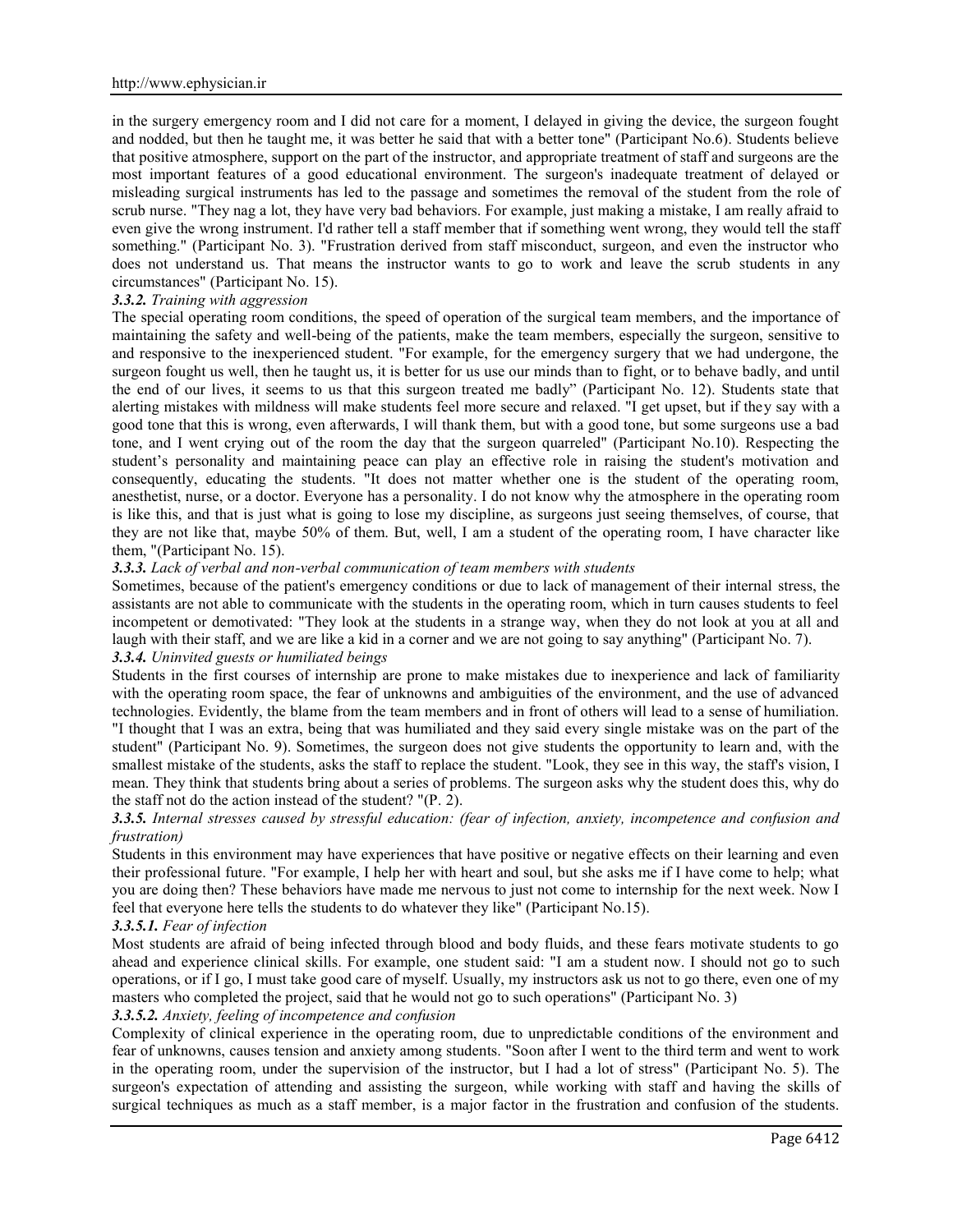in the surgery emergency room and I did not care for a moment, I delayed in giving the device, the surgeon fought and nodded, but then he taught me, it was better he said that with a better tone" (Participant No.6). Students believe that positive atmosphere, support on the part of the instructor, and appropriate treatment of staff and surgeons are the most important features of a good educational environment. The surgeon's inadequate treatment of delayed or misleading surgical instruments has led to the passage and sometimes the removal of the student from the role of scrub nurse. "They nag a lot, they have very bad behaviors. For example, just making a mistake, I am really afraid to even give the wrong instrument. I'd rather tell a staff member that if something went wrong, they would tell the staff something." (Participant No. 3). "Frustration derived from staff misconduct, surgeon, and even the instructor who does not understand us. That means the instructor wants to go to work and leave the scrub students in any circumstances" (Participant No. 15).

#### *3.3.2. Training with aggression*

The special operating room conditions, the speed of operation of the surgical team members, and the importance of maintaining the safety and well-being of the patients, make the team members, especially the surgeon, sensitive to and responsive to the inexperienced student. "For example, for the emergency surgery that we had undergone, the surgeon fought us well, then he taught us, it is better for us use our minds than to fight, or to behave badly, and until the end of our lives, it seems to us that this surgeon treated me badly" (Participant No. 12). Students state that alerting mistakes with mildness will make students feel more secure and relaxed. "I get upset, but if they say with a good tone that this is wrong, even afterwards, I will thank them, but with a good tone, but some surgeons use a bad tone, and I went crying out of the room the day that the surgeon quarreled" (Participant No.10). Respecting the student's personality and maintaining peace can play an effective role in raising the student's motivation and consequently, educating the students. "It does not matter whether one is the student of the operating room, anesthetist, nurse, or a doctor. Everyone has a personality. I do not know why the atmosphere in the operating room is like this, and that is just what is going to lose my discipline, as surgeons just seeing themselves, of course, that they are not like that, maybe 50% of them. But, well, I am a student of the operating room, I have character like them, "(Participant No. 15).

#### *3.3.3. Lack of verbal and non-verbal communication of team members with students*

Sometimes, because of the patient's emergency conditions or due to lack of management of their internal stress, the assistants are not able to communicate with the students in the operating room, which in turn causes students to feel incompetent or demotivated: "They look at the students in a strange way, when they do not look at you at all and laugh with their staff, and we are like a kid in a corner and we are not going to say anything" (Participant No. 7).

#### *3.3.4. Uninvited guests or humiliated beings*

Students in the first courses of internship are prone to make mistakes due to inexperience and lack of familiarity with the operating room space, the fear of unknowns and ambiguities of the environment, and the use of advanced technologies. Evidently, the blame from the team members and in front of others will lead to a sense of humiliation. "I thought that I was an extra, being that was humiliated and they said every single mistake was on the part of the student" (Participant No. 9). Sometimes, the surgeon does not give students the opportunity to learn and, with the smallest mistake of the students, asks the staff to replace the student. "Look, they see in this way, the staff's vision, I mean. They think that students bring about a series of problems. The surgeon asks why the student does this, why do the staff not do the action instead of the student? "(P. 2).

#### *3.3.5. Internal stresses caused by stressful education: (fear of infection, anxiety, incompetence and confusion and frustration)*

Students in this environment may have experiences that have positive or negative effects on their learning and even their professional future. "For example, I help her with heart and soul, but she asks me if I have come to help; what you are doing then? These behaviors have made me nervous to just not come to internship for the next week. Now I feel that everyone here tells the students to do whatever they like" (Participant No.15).

##### *3.3.5.1. Fear of infection*

Most students are afraid of being infected through blood and body fluids, and these fears motivate students to go ahead and experience clinical skills. For example, one student said: "I am a student now. I should not go to such operations, or if I go, I must take good care of myself. Usually, my instructors ask us not to go there, even one of my masters who completed the project, said that he would not go to such operations" (Participant No. 3)

##### *3.3.5.2. Anxiety, feeling of incompetence and confusion*

Complexity of clinical experience in the operating room, due to unpredictable conditions of the environment and fear of unknowns, causes tension and anxiety among students. "Soon after I went to the third term and went to work in the operating room, under the supervision of the instructor, but I had a lot of stress" (Participant No. 5). The surgeon's expectation of attending and assisting the surgeon, while working with staff and having the skills of surgical techniques as much as a staff member, is a major factor in the frustration and confusion of the students.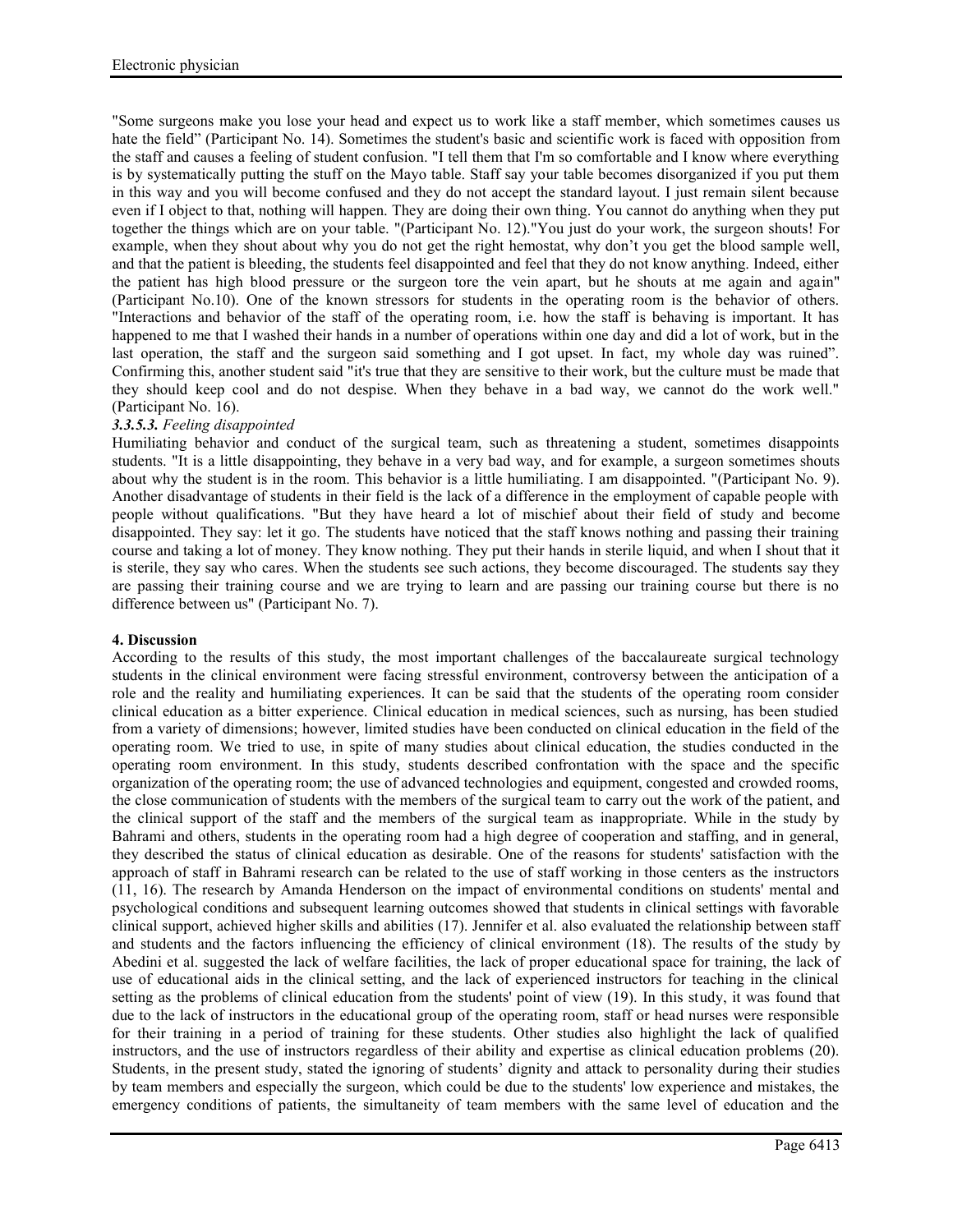"Some surgeons make you lose your head and expect us to work like a staff member, which sometimes causes us hate the field" (Participant No. 14). Sometimes the student's basic and scientific work is faced with opposition from the staff and causes a feeling of student confusion. "I tell them that I'm so comfortable and I know where everything is by systematically putting the stuff on the Mayo table. Staff say your table becomes disorganized if you put them in this way and you will become confused and they do not accept the standard layout. I just remain silent because even if I object to that, nothing will happen. They are doing their own thing. You cannot do anything when they put together the things which are on your table. "(Participant No. 12)."You just do your work, the surgeon shouts! For example, when they shout about why you do not get the right hemostat, why don't you get the blood sample well, and that the patient is bleeding, the students feel disappointed and feel that they do not know anything. Indeed, either the patient has high blood pressure or the surgeon tore the vein apart, but he shouts at me again and again" (Participant No.10). One of the known stressors for students in the operating room is the behavior of others. "Interactions and behavior of the staff of the operating room, i.e. how the staff is behaving is important. It has happened to me that I washed their hands in a number of operations within one day and did a lot of work, but in the last operation, the staff and the surgeon said something and I got upset. In fact, my whole day was ruined". Confirming this, another student said "it's true that they are sensitive to their work, but the culture must be made that they should keep cool and do not despise. When they behave in a bad way, we cannot do the work well." (Participant No. 16).

#### *3.3.5.3. Feeling disappointed*

Humiliating behavior and conduct of the surgical team, such as threatening a student, sometimes disappoints students. "It is a little disappointing, they behave in a very bad way, and for example, a surgeon sometimes shouts about why the student is in the room. This behavior is a little humiliating. I am disappointed. "(Participant No. 9). Another disadvantage of students in their field is the lack of a difference in the employment of capable people with people without qualifications. "But they have heard a lot of mischief about their field of study and become disappointed. They say: let it go. The students have noticed that the staff knows nothing and passing their training course and taking a lot of money. They know nothing. They put their hands in sterile liquid, and when I shout that it is sterile, they say who cares. When the students see such actions, they become discouraged. The students say they are passing their training course and we are trying to learn and are passing our training course but there is no difference between us" (Participant No. 7).

## **4. Discussion**

According to the results of this study, the most important challenges of the baccalaureate surgical technology students in the clinical environment were facing stressful environment, controversy between the anticipation of a role and the reality and humiliating experiences. It can be said that the students of the operating room consider clinical education as a bitter experience. Clinical education in medical sciences, such as nursing, has been studied from a variety of dimensions; however, limited studies have been conducted on clinical education in the field of the operating room. We tried to use, in spite of many studies about clinical education, the studies conducted in the operating room environment. In this study, students described confrontation with the space and the specific organization of the operating room; the use of advanced technologies and equipment, congested and crowded rooms, the close communication of students with the members of the surgical team to carry out the work of the patient, and the clinical support of the staff and the members of the surgical team as inappropriate. While in the study by Bahrami and others, students in the operating room had a high degree of cooperation and staffing, and in general, they described the status of clinical education as desirable. One of the reasons for students' satisfaction with the approach of staff in Bahrami research can be related to the use of staff working in those centers as the instructors (11, 16). The research by Amanda Henderson on the impact of environmental conditions on students' mental and psychological conditions and subsequent learning outcomes showed that students in clinical settings with favorable clinical support, achieved higher skills and abilities (17). Jennifer et al. also evaluated the relationship between staff and students and the factors influencing the efficiency of clinical environment (18). The results of the study by Abedini et al. suggested the lack of welfare facilities, the lack of proper educational space for training, the lack of use of educational aids in the clinical setting, and the lack of experienced instructors for teaching in the clinical setting as the problems of clinical education from the students' point of view (19). In this study, it was found that due to the lack of instructors in the educational group of the operating room, staff or head nurses were responsible for their training in a period of training for these students. Other studies also highlight the lack of qualified instructors, and the use of instructors regardless of their ability and expertise as clinical education problems (20). Students, in the present study, stated the ignoring of students' dignity and attack to personality during their studies by team members and especially the surgeon, which could be due to the students' low experience and mistakes, the emergency conditions of patients, the simultaneity of team members with the same level of education and the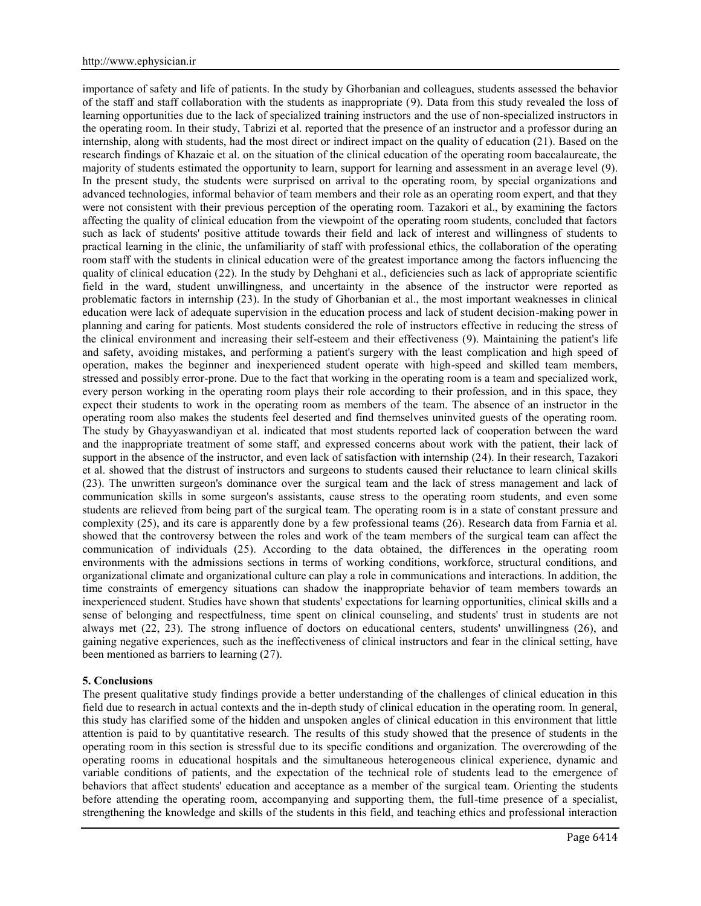importance of safety and life of patients. In the study by Ghorbanian and colleagues, students assessed the behavior of the staff and staff collaboration with the students as inappropriate (9). Data from this study revealed the loss of learning opportunities due to the lack of specialized training instructors and the use of non-specialized instructors in the operating room. In their study, Tabrizi et al. reported that the presence of an instructor and a professor during an internship, along with students, had the most direct or indirect impact on the quality of education (21). Based on the research findings of Khazaie et al. on the situation of the clinical education of the operating room baccalaureate, the majority of students estimated the opportunity to learn, support for learning and assessment in an average level (9). In the present study, the students were surprised on arrival to the operating room, by special organizations and advanced technologies, informal behavior of team members and their role as an operating room expert, and that they were not consistent with their previous perception of the operating room. Tazakori et al., by examining the factors affecting the quality of clinical education from the viewpoint of the operating room students, concluded that factors such as lack of students' positive attitude towards their field and lack of interest and willingness of students to practical learning in the clinic, the unfamiliarity of staff with professional ethics, the collaboration of the operating room staff with the students in clinical education were of the greatest importance among the factors influencing the quality of clinical education (22). In the study by Dehghani et al., deficiencies such as lack of appropriate scientific field in the ward, student unwillingness, and uncertainty in the absence of the instructor were reported as problematic factors in internship (23). In the study of Ghorbanian et al., the most important weaknesses in clinical education were lack of adequate supervision in the education process and lack of student decision-making power in planning and caring for patients. Most students considered the role of instructors effective in reducing the stress of the clinical environment and increasing their self-esteem and their effectiveness (9). Maintaining the patient's life and safety, avoiding mistakes, and performing a patient's surgery with the least complication and high speed of operation, makes the beginner and inexperienced student operate with high-speed and skilled team members, stressed and possibly error-prone. Due to the fact that working in the operating room is a team and specialized work, every person working in the operating room plays their role according to their profession, and in this space, they expect their students to work in the operating room as members of the team. The absence of an instructor in the operating room also makes the students feel deserted and find themselves uninvited guests of the operating room. The study by Ghayyaswandiyan et al. indicated that most students reported lack of cooperation between the ward and the inappropriate treatment of some staff, and expressed concerns about work with the patient, their lack of support in the absence of the instructor, and even lack of satisfaction with internship (24). In their research, Tazakori et al. showed that the distrust of instructors and surgeons to students caused their reluctance to learn clinical skills (23). The unwritten surgeon's dominance over the surgical team and the lack of stress management and lack of communication skills in some surgeon's assistants, cause stress to the operating room students, and even some students are relieved from being part of the surgical team. The operating room is in a state of constant pressure and complexity (25), and its care is apparently done by a few professional teams (26). Research data from Farnia et al. showed that the controversy between the roles and work of the team members of the surgical team can affect the communication of individuals (25). According to the data obtained, the differences in the operating room environments with the admissions sections in terms of working conditions, workforce, structural conditions, and organizational climate and organizational culture can play a role in communications and interactions. In addition, the time constraints of emergency situations can shadow the inappropriate behavior of team members towards an inexperienced student. Studies have shown that students' expectations for learning opportunities, clinical skills and a sense of belonging and respectfulness, time spent on clinical counseling, and students' trust in students are not always met (22, 23). The strong influence of doctors on educational centers, students' unwillingness (26), and gaining negative experiences, such as the ineffectiveness of clinical instructors and fear in the clinical setting, have been mentioned as barriers to learning (27).

## 5. Conclusions

The present qualitative study findings provide a better understanding of the challenges of clinical education in this field due to research in actual contexts and the in-depth study of clinical education in the operating room. In general, this study has clarified some of the hidden and unspoken angles of clinical education in this environment that little attention is paid to by quantitative research. The results of this study showed that the presence of students in the operating room in this section is stressful due to its specific conditions and organization. The overcrowding of the operating rooms in educational hospitals and the simultaneous heterogeneous clinical experience, dynamic and variable conditions of patients, and the expectation of the technical role of students lead to the emergence of behaviors that affect students' education and acceptance as a member of the surgical team. Orienting the students before attending the operating room, accompanying and supporting them, the full-time presence of a specialist, strengthening the knowledge and skills of the students in this field, and teaching ethics and professional interaction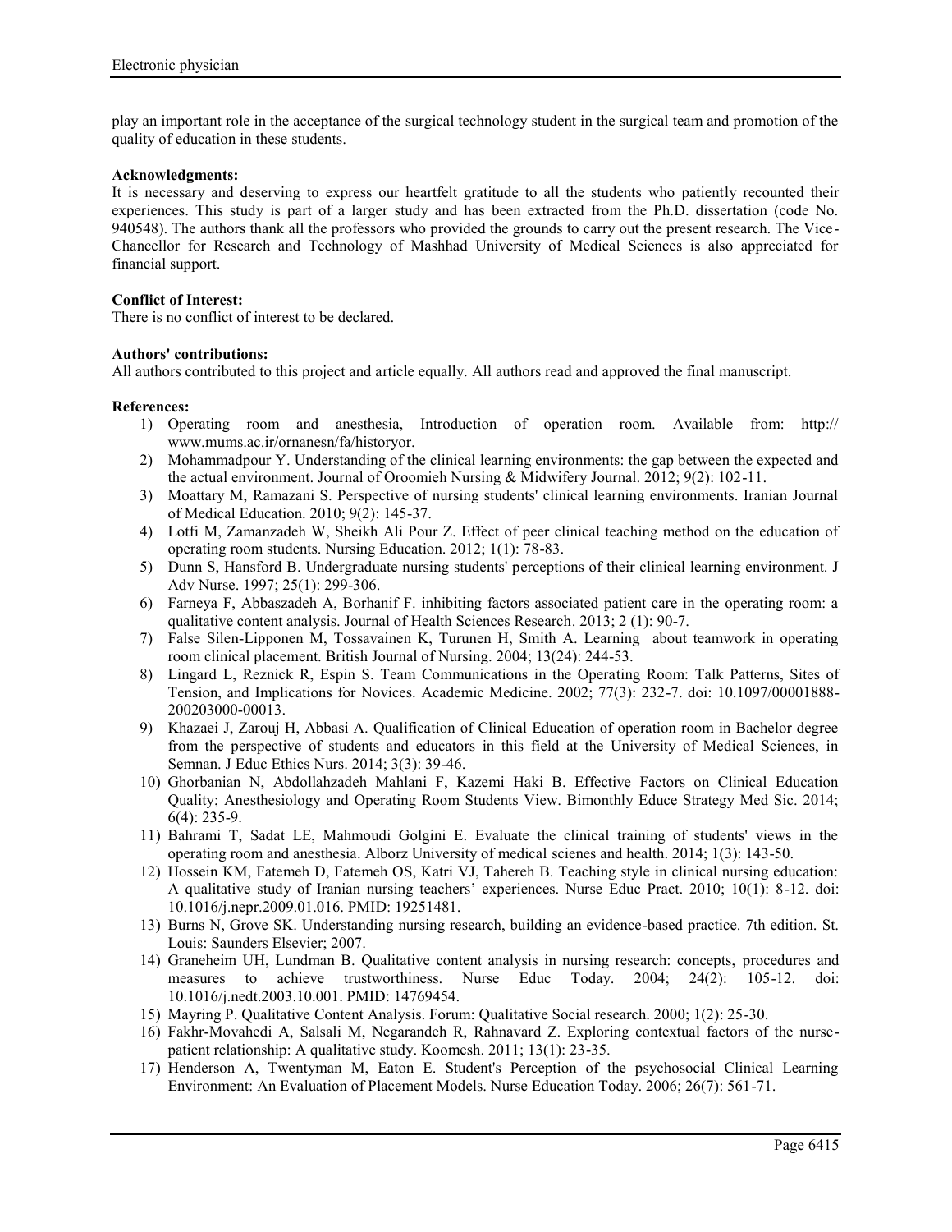play an important role in the acceptance of the surgical technology student in the surgical team and promotion of the quality of education in these students.

**Acknowledgments:**
It is necessary and deserving to express our heartfelt gratitude to all the students who patiently recounted their experiences. This study is part of a larger study and has been extracted from the Ph.D. dissertation (code No. 940548). The authors thank all the professors who provided the grounds to carry out the present research. The Vice-Chancellor for Research and Technology of Mashhad University of Medical Sciences is also appreciated for financial support.

**Conflict of Interest:**
There is no conflict of interest to be declared.

**Authors' contributions:**
All authors contributed to this project and article equally. All authors read and approved the final manuscript.

**References:**

1) Operating room and anesthesia, Introduction of operation room. Available from: http:// www.mums.ac.ir/ornanesn/fa/historyor.
2) Mohammadpour Y. Understanding of the clinical learning environments: the gap between the expected and the actual environment. Journal of Oroomieh Nursing & Midwifery Journal. 2012; 9(2): 102-11.
3) Moattary M, Ramazani S. Perspective of nursing students' clinical learning environments. Iranian Journal of Medical Education. 2010; 9(2): 145-37.
4) Lotfi M, Zamanzadeh W, Sheikh Ali Pour Z. Effect of peer clinical teaching method on the education of operating room students. Nursing Education. 2012; 1(1): 78-83.
5) Dunn S, Hansford B. Undergraduate nursing students' perceptions of their clinical learning environment. J Adv Nurse. 1997; 25(1): 299-306.
6) Farneya F, Abbaszadeh A, Borhanif F. inhibiting factors associated patient care in the operating room: a qualitative content analysis. Journal of Health Sciences Research. 2013; 2 (1): 90-7.
7) False Silen-Lipponen M, Tossavainen K, Turunen H, Smith A. Learning about teamwork in operating room clinical placement. British Journal of Nursing. 2004; 13(24): 244-53.
8) Lingard L, Reznick R, Espin S. Team Communications in the Operating Room: Talk Patterns, Sites of Tension, and Implications for Novices. Academic Medicine. 2002; 77(3): 232-7. doi: 10.1097/00001888-200203000-00013.
9) Khazaei J, Zarouj H, Abbasi A. Qualification of Clinical Education of operation room in Bachelor degree from the perspective of students and educators in this field at the University of Medical Sciences, in Semnan. J Educ Ethics Nurs. 2014; 3(3): 39-46.
10) Ghorbanian N, Abdollahzadeh Mahlani F, Kazemi Haki B. Effective Factors on Clinical Education Quality; Anesthesiology and Operating Room Students View. Bimonthly Educe Strategy Med Sic. 2014; 6(4): 235-9.
11) Bahrami T, Sadat LE, Mahmoudi Golgini E. Evaluate the clinical training of students' views in the operating room and anesthesia. Alborz University of medical scienes and health. 2014; 1(3): 143-50.
12) Hossein KM, Fatemeh D, Fatemeh OS, Katri VJ, Tahereh B. Teaching style in clinical nursing education: A qualitative study of Iranian nursing teachers' experiences. Nurse Educ Pract. 2010; 10(1): 8-12. doi: 10.1016/j.nepr.2009.01.016. PMID: 19251481.
13) Burns N, Grove SK. Understanding nursing research, building an evidence-based practice. 7th edition. St. Louis: Saunders Elsevier; 2007.
14) Graneheim UH, Lundman B. Qualitative content analysis in nursing research: concepts, procedures and measures to achieve trustworthiness. Nurse Educ Today. 2004; 24(2): 105-12. doi: 10.1016/j.nedt.2003.10.001. PMID: 14769454.
15) Mayring P. Qualitative Content Analysis. Forum: Qualitative Social research. 2000; 1(2): 25-30.
16) Fakhr-Movahedi A, Salsali M, Negarandeh R, Rahnavard Z. Exploring contextual factors of the nurse-patient relationship: A qualitative study. Koomesh. 2011; 13(1): 23-35.
17) Henderson A, Twentyman M, Eaton E. Student's Perception of the psychosocial Clinical Learning Environment: An Evaluation of Placement Models. Nurse Education Today. 2006; 26(7): 561-71.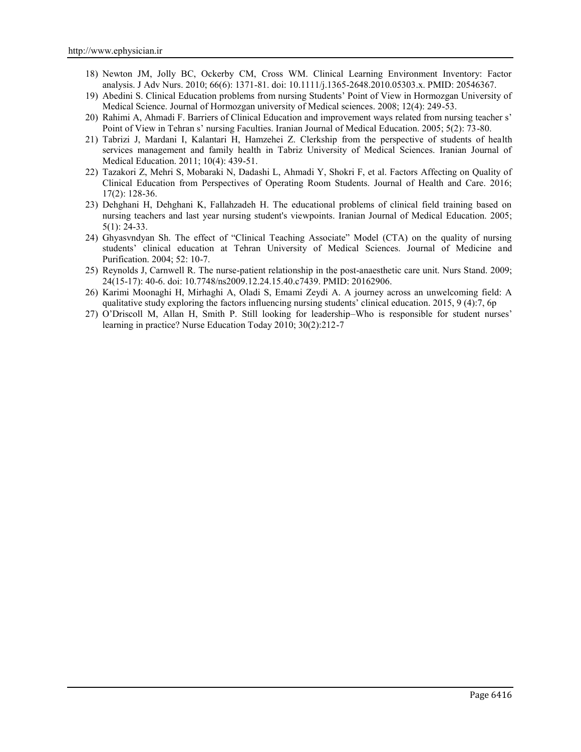18) Newton JM, Jolly BC, Ockerby CM, Cross WM. Clinical Learning Environment Inventory: Factor analysis. J Adv Nurs. 2010; 66(6): 1371-81. doi: 10.1111/j.1365-2648.2010.05303.x. PMID: 20546367.
19) Abedini S. Clinical Education problems from nursing Students' Point of View in Hormozgan University of Medical Science. Journal of Hormozgan university of Medical sciences. 2008; 12(4): 249-53.
20) Rahimi A, Ahmadi F. Barriers of Clinical Education and improvement ways related from nursing teacher s' Point of View in Tehran s' nursing Faculties. Iranian Journal of Medical Education. 2005; 5(2): 73-80.
21) Tabrizi J, Mardani I, Kalantari H, Hamzehei Z. Clerkship from the perspective of students of health services management and family health in Tabriz University of Medical Sciences. Iranian Journal of Medical Education. 2011; 10(4): 439-51.
22) Tazakori Z, Mehri S, Mobaraki N, Dadashi L, Ahmadi Y, Shokri F, et al. Factors Affecting on Quality of Clinical Education from Perspectives of Operating Room Students. Journal of Health and Care. 2016; 17(2): 128-36.
23) Dehghani H, Dehghani K, Fallahzadeh H. The educational problems of clinical field training based on nursing teachers and last year nursing student's viewpoints. Iranian Journal of Medical Education. 2005; 5(1): 24-33.
24) Ghyasvndyan Sh. The effect of "Clinical Teaching Associate" Model (CTA) on the quality of nursing students' clinical education at Tehran University of Medical Sciences. Journal of Medicine and Purification. 2004; 52: 10-7.
25) Reynolds J, Carnwell R. The nurse-patient relationship in the post-anaesthetic care unit. Nurs Stand. 2009; 24(15-17): 40-6. doi: 10.7748/ns2009.12.24.15.40.c7439. PMID: 20162906.
26) Karimi Moonaghi H, Mirhaghi A, Oladi S, Emami Zeydi A. A journey across an unwelcoming field: A qualitative study exploring the factors influencing nursing students' clinical education. 2015, 9 (4):7, 6p
27) O'Driscoll M, Allan H, Smith P. Still looking for leadership–Who is responsible for student nurses' learning in practice? Nurse Education Today 2010; 30(2):212-7